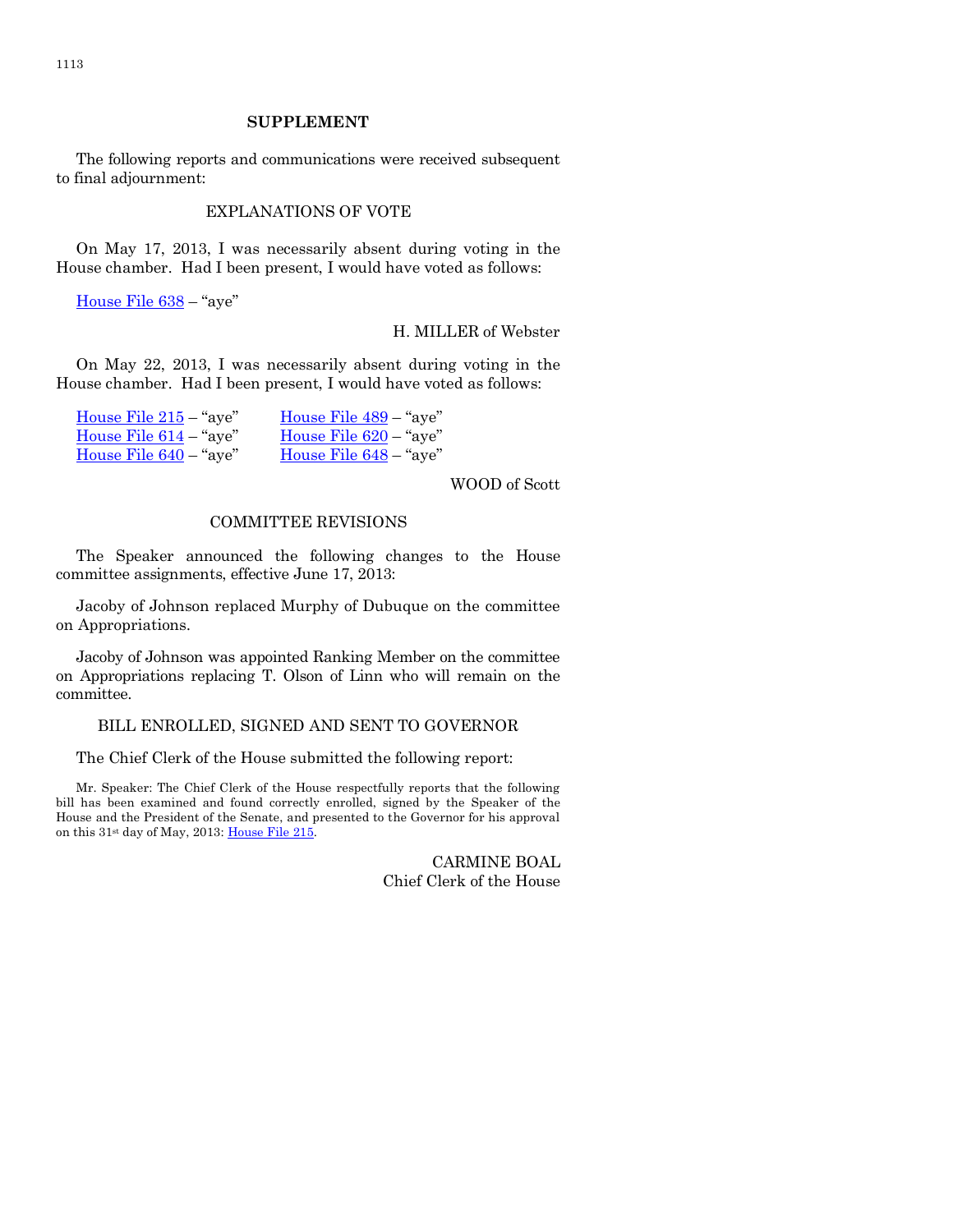## SUPPLEMENT

The following reports and communications were received subsequent to final adjournment:

### EXPLANATIONS OF VOTE

On May 17, 2013, I was necessarily absent during voting in the House chamber. Had I been present, I would have voted as follows:

House File 638 – "aye"

H. MILLER of Webster

On May 22, 2013, I was necessarily absent during voting in the House chamber. Had I been present, I would have voted as follows:

House File 215 – "aye"
House File 489 – "aye"
House File 614 – "aye"
House File 620 – "aye"
House File 640 – "aye"
House File 648 – "aye"

WOOD of Scott

### COMMITTEE REVISIONS

The Speaker announced the following changes to the House committee assignments, effective June 17, 2013:

Jacoby of Johnson replaced Murphy of Dubuque on the committee on Appropriations.

Jacoby of Johnson was appointed Ranking Member on the committee on Appropriations replacing T. Olson of Linn who will remain on the committee.

### BILL ENROLLED, SIGNED AND SENT TO GOVERNOR

The Chief Clerk of the House submitted the following report:

Mr. Speaker: The Chief Clerk of the House respectfully reports that the following bill has been examined and found correctly enrolled, signed by the Speaker of the House and the President of the Senate, and presented to the Governor for his approval on this 31st day of May, 2013: House File 215.

CARMINE BOAL
Chief Clerk of the House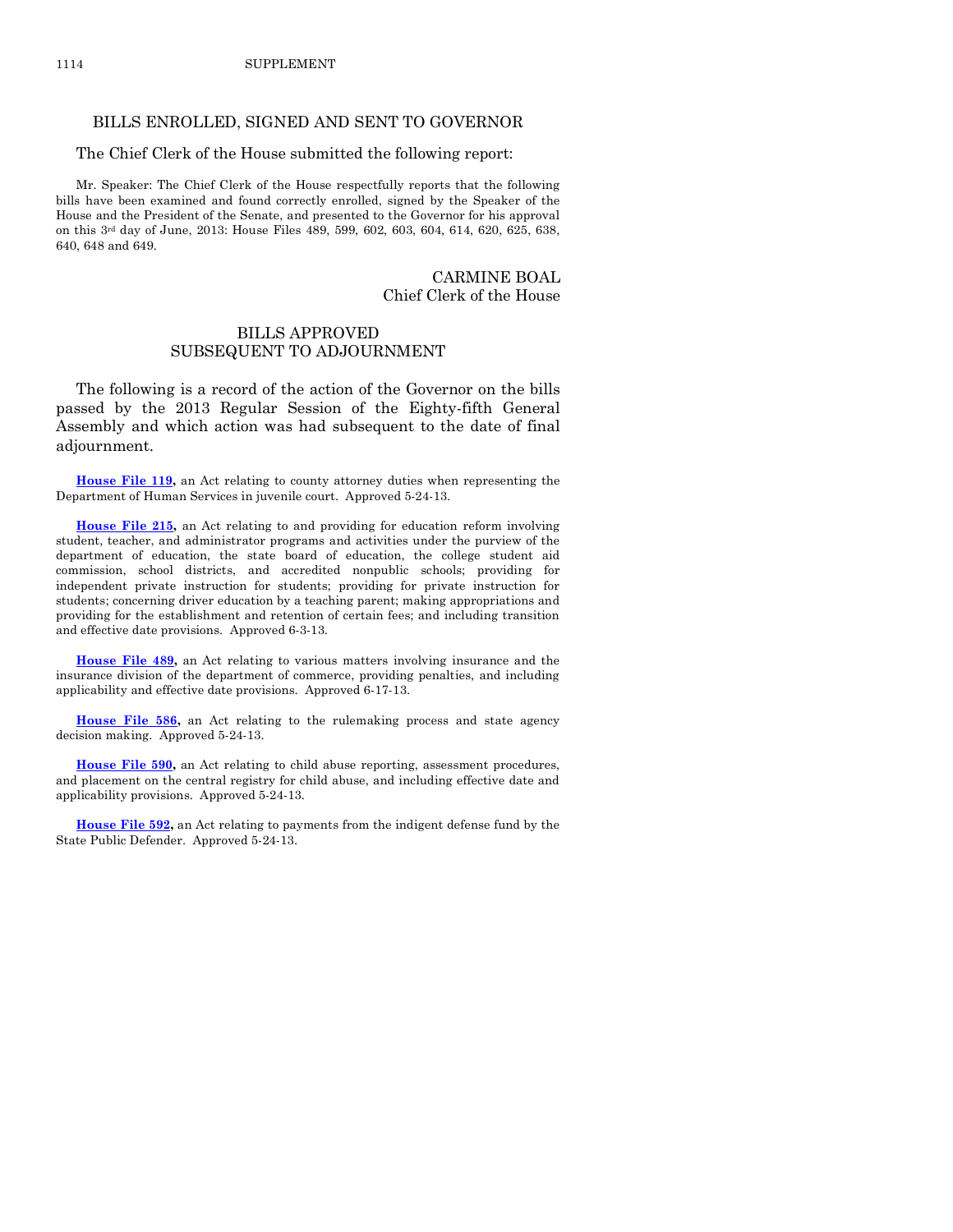## BILLS ENROLLED, SIGNED AND SENT TO GOVERNOR

The Chief Clerk of the House submitted the following report:

Mr. Speaker: The Chief Clerk of the House respectfully reports that the following bills have been examined and found correctly enrolled, signed by the Speaker of the House and the President of the Senate, and presented to the Governor for his approval on this 3rd day of June, 2013: House Files 489, 599, 602, 603, 604, 614, 620, 625, 638, 640, 648 and 649.

CARMINE BOAL
Chief Clerk of the House

## BILLS APPROVED SUBSEQUENT TO ADJOURNMENT

The following is a record of the action of the Governor on the bills passed by the 2013 Regular Session of the Eighty-fifth General Assembly and which action was had subsequent to the date of final adjournment.

**House File 119,** an Act relating to county attorney duties when representing the Department of Human Services in juvenile court. Approved 5-24-13.

**House File 215,** an Act relating to and providing for education reform involving student, teacher, and administrator programs and activities under the purview of the department of education, the state board of education, the college student aid commission, school districts, and accredited nonpublic schools; providing for independent private instruction for students; providing for private instruction for students; concerning driver education by a teaching parent; making appropriations and providing for the establishment and retention of certain fees; and including transition and effective date provisions. Approved 6-3-13.

**House File 489,** an Act relating to various matters involving insurance and the insurance division of the department of commerce, providing penalties, and including applicability and effective date provisions. Approved 6-17-13.

**House File 586,** an Act relating to the rulemaking process and state agency decision making. Approved 5-24-13.

**House File 590,** an Act relating to child abuse reporting, assessment procedures, and placement on the central registry for child abuse, and including effective date and applicability provisions. Approved 5-24-13.

**House File 592,** an Act relating to payments from the indigent defense fund by the State Public Defender. Approved 5-24-13.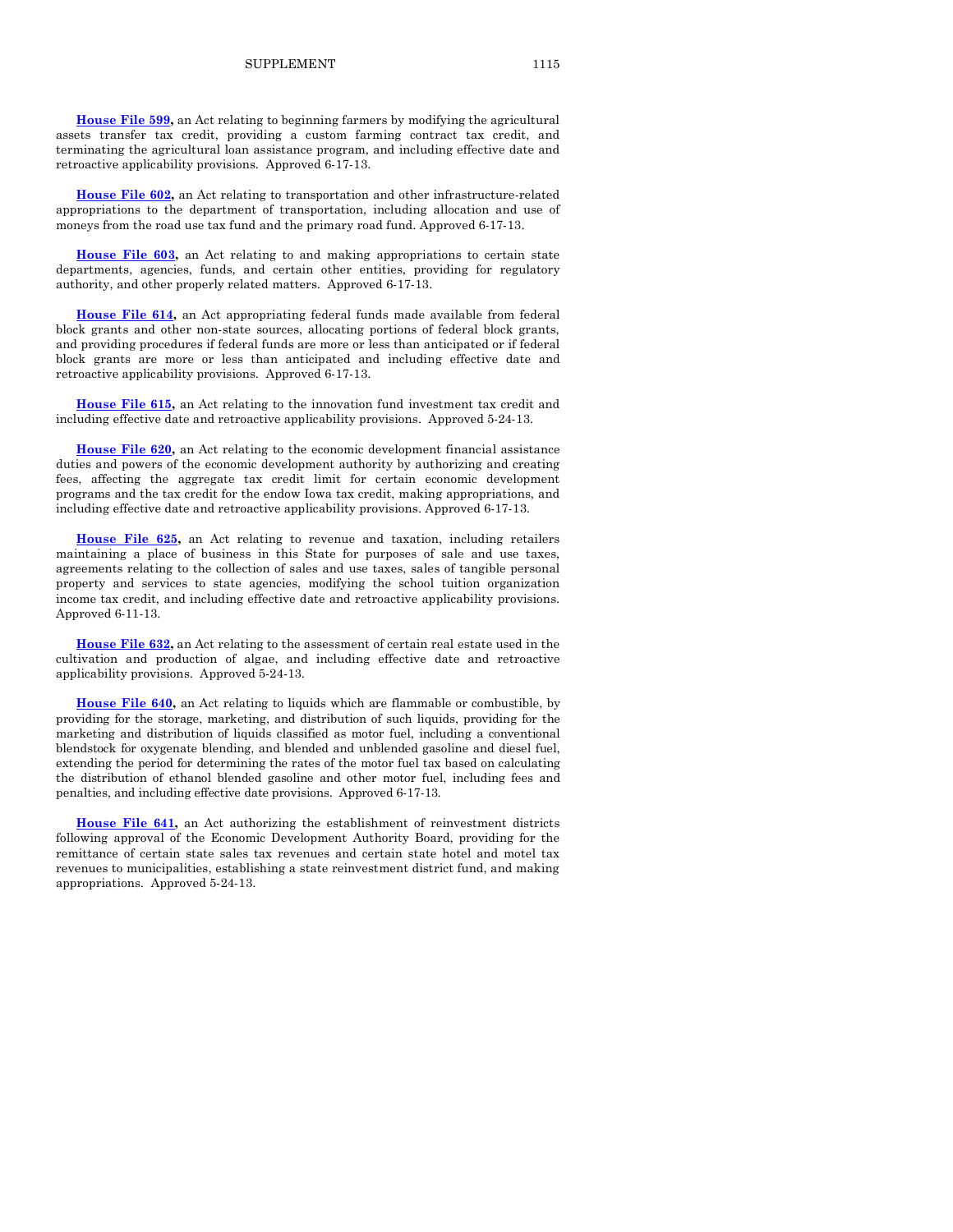**House File 599,** an Act relating to beginning farmers by modifying the agricultural assets transfer tax credit, providing a custom farming contract tax credit, and terminating the agricultural loan assistance program, and including effective date and retroactive applicability provisions. Approved 6-17-13.

**House File 602,** an Act relating to transportation and other infrastructure-related appropriations to the department of transportation, including allocation and use of moneys from the road use tax fund and the primary road fund. Approved 6-17-13.

**House File 603,** an Act relating to and making appropriations to certain state departments, agencies, funds, and certain other entities, providing for regulatory authority, and other properly related matters. Approved 6-17-13.

**House File 614,** an Act appropriating federal funds made available from federal block grants and other non-state sources, allocating portions of federal block grants, and providing procedures if federal funds are more or less than anticipated or if federal block grants are more or less than anticipated and including effective date and retroactive applicability provisions. Approved 6-17-13.

**House File 615,** an Act relating to the innovation fund investment tax credit and including effective date and retroactive applicability provisions. Approved 5-24-13.

**House File 620,** an Act relating to the economic development financial assistance duties and powers of the economic development authority by authorizing and creating fees, affecting the aggregate tax credit limit for certain economic development programs and the tax credit for the endow Iowa tax credit, making appropriations, and including effective date and retroactive applicability provisions. Approved 6-17-13.

**House File 625,** an Act relating to revenue and taxation, including retailers maintaining a place of business in this State for purposes of sale and use taxes, agreements relating to the collection of sales and use taxes, sales of tangible personal property and services to state agencies, modifying the school tuition organization income tax credit, and including effective date and retroactive applicability provisions. Approved 6-11-13.

**House File 632,** an Act relating to the assessment of certain real estate used in the cultivation and production of algae, and including effective date and retroactive applicability provisions. Approved 5-24-13.

**House File 640,** an Act relating to liquids which are flammable or combustible, by providing for the storage, marketing, and distribution of such liquids, providing for the marketing and distribution of liquids classified as motor fuel, including a conventional blendstock for oxygenate blending, and blended and unblended gasoline and diesel fuel, extending the period for determining the rates of the motor fuel tax based on calculating the distribution of ethanol blended gasoline and other motor fuel, including fees and penalties, and including effective date provisions. Approved 6-17-13.

**House File 641,** an Act authorizing the establishment of reinvestment districts following approval of the Economic Development Authority Board, providing for the remittance of certain state sales tax revenues and certain state hotel and motel tax revenues to municipalities, establishing a state reinvestment district fund, and making appropriations. Approved 5-24-13.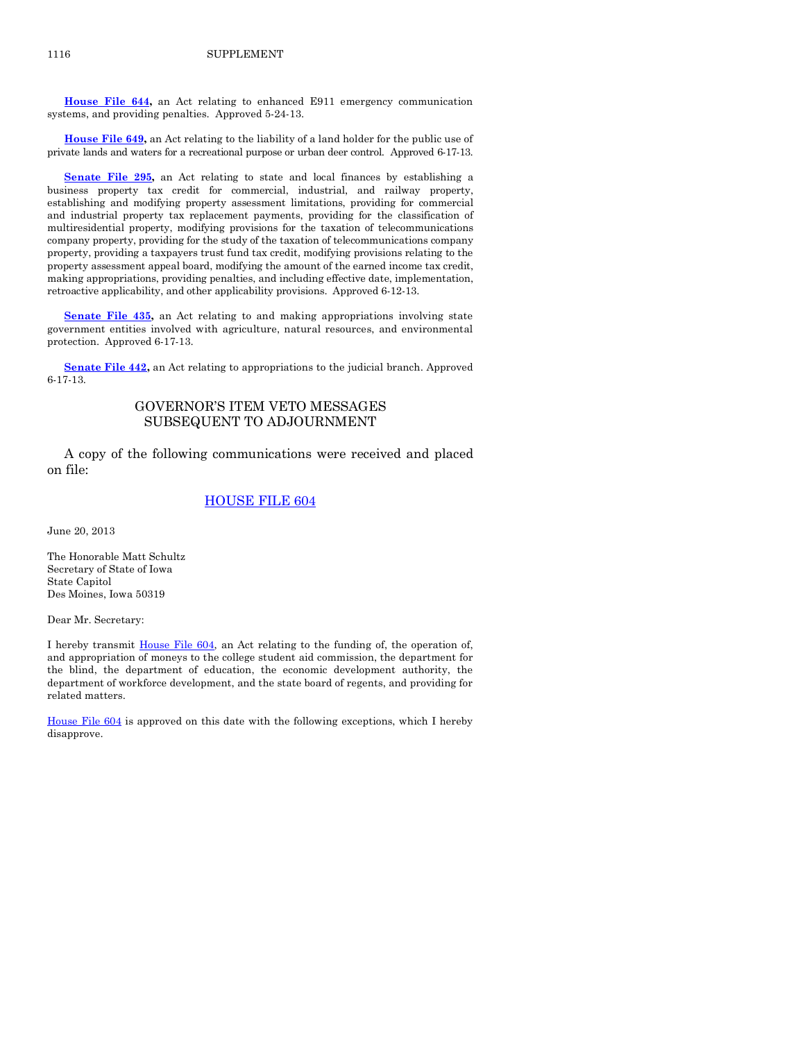**House File 644,** an Act relating to enhanced E911 emergency communication systems, and providing penalties. Approved 5-24-13.

**House File 649,** an Act relating to the liability of a land holder for the public use of private lands and waters for a recreational purpose or urban deer control. Approved 6-17-13.

**Senate File 295,** an Act relating to state and local finances by establishing a business property tax credit for commercial, industrial, and railway property, establishing and modifying property assessment limitations, providing for commercial and industrial property tax replacement payments, providing for the classification of multiresidential property, modifying provisions for the taxation of telecommunications company property, providing for the study of the taxation of telecommunications company property, providing a taxpayers trust fund tax credit, modifying provisions relating to the property assessment appeal board, modifying the amount of the earned income tax credit, making appropriations, providing penalties, and including effective date, implementation, retroactive applicability, and other applicability provisions. Approved 6-12-13.

**Senate File 435,** an Act relating to and making appropriations involving state government entities involved with agriculture, natural resources, and environmental protection. Approved 6-17-13.

**Senate File 442,** an Act relating to appropriations to the judicial branch. Approved 6-17-13.

## GOVERNOR'S ITEM VETO MESSAGES SUBSEQUENT TO ADJOURNMENT

A copy of the following communications were received and placed on file:

### HOUSE FILE 604

June 20, 2013

The Honorable Matt Schultz
Secretary of State of Iowa
State Capitol
Des Moines, Iowa 50319

Dear Mr. Secretary:

I hereby transmit House File 604, an Act relating to the funding of, the operation of, and appropriation of moneys to the college student aid commission, the department for the blind, the department of education, the economic development authority, the department of workforce development, and the state board of regents, and providing for related matters.

House File 604 is approved on this date with the following exceptions, which I hereby disapprove.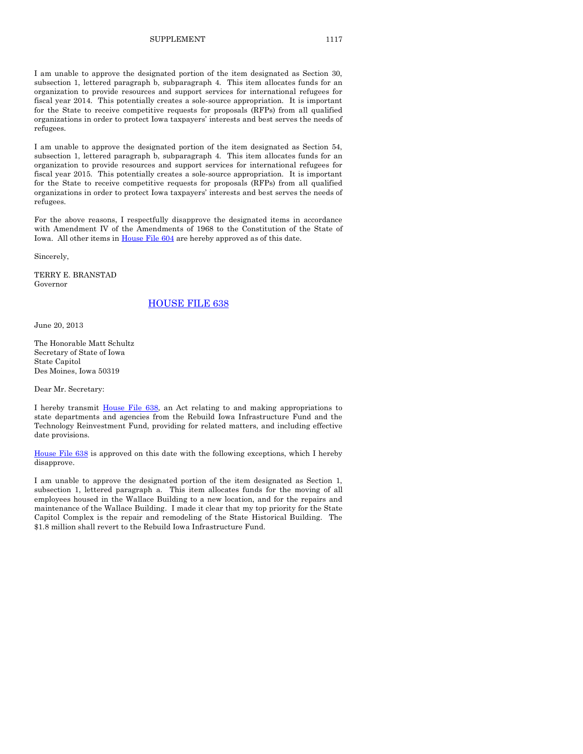I am unable to approve the designated portion of the item designated as Section 30, subsection 1, lettered paragraph b, subparagraph 4. This item allocates funds for an organization to provide resources and support services for international refugees for fiscal year 2014. This potentially creates a sole-source appropriation. It is important for the State to receive competitive requests for proposals (RFPs) from all qualified organizations in order to protect Iowa taxpayers' interests and best serves the needs of refugees.

I am unable to approve the designated portion of the item designated as Section 54, subsection 1, lettered paragraph b, subparagraph 4. This item allocates funds for an organization to provide resources and support services for international refugees for fiscal year 2015. This potentially creates a sole-source appropriation. It is important for the State to receive competitive requests for proposals (RFPs) from all qualified organizations in order to protect Iowa taxpayers' interests and best serves the needs of refugees.

For the above reasons, I respectfully disapprove the designated items in accordance with Amendment IV of the Amendments of 1968 to the Constitution of the State of Iowa. All other items in House File 604 are hereby approved as of this date.

Sincerely,

TERRY E. BRANSTAD
Governor

## HOUSE FILE 638

June 20, 2013

The Honorable Matt Schultz
Secretary of State of Iowa
State Capitol
Des Moines, Iowa 50319

Dear Mr. Secretary:

I hereby transmit House File 638, an Act relating to and making appropriations to state departments and agencies from the Rebuild Iowa Infrastructure Fund and the Technology Reinvestment Fund, providing for related matters, and including effective date provisions.

House File 638 is approved on this date with the following exceptions, which I hereby disapprove.

I am unable to approve the designated portion of the item designated as Section 1, subsection 1, lettered paragraph a. This item allocates funds for the moving of all employees housed in the Wallace Building to a new location, and for the repairs and maintenance of the Wallace Building. I made it clear that my top priority for the State Capitol Complex is the repair and remodeling of the State Historical Building. The $1.8 million shall revert to the Rebuild Iowa Infrastructure Fund.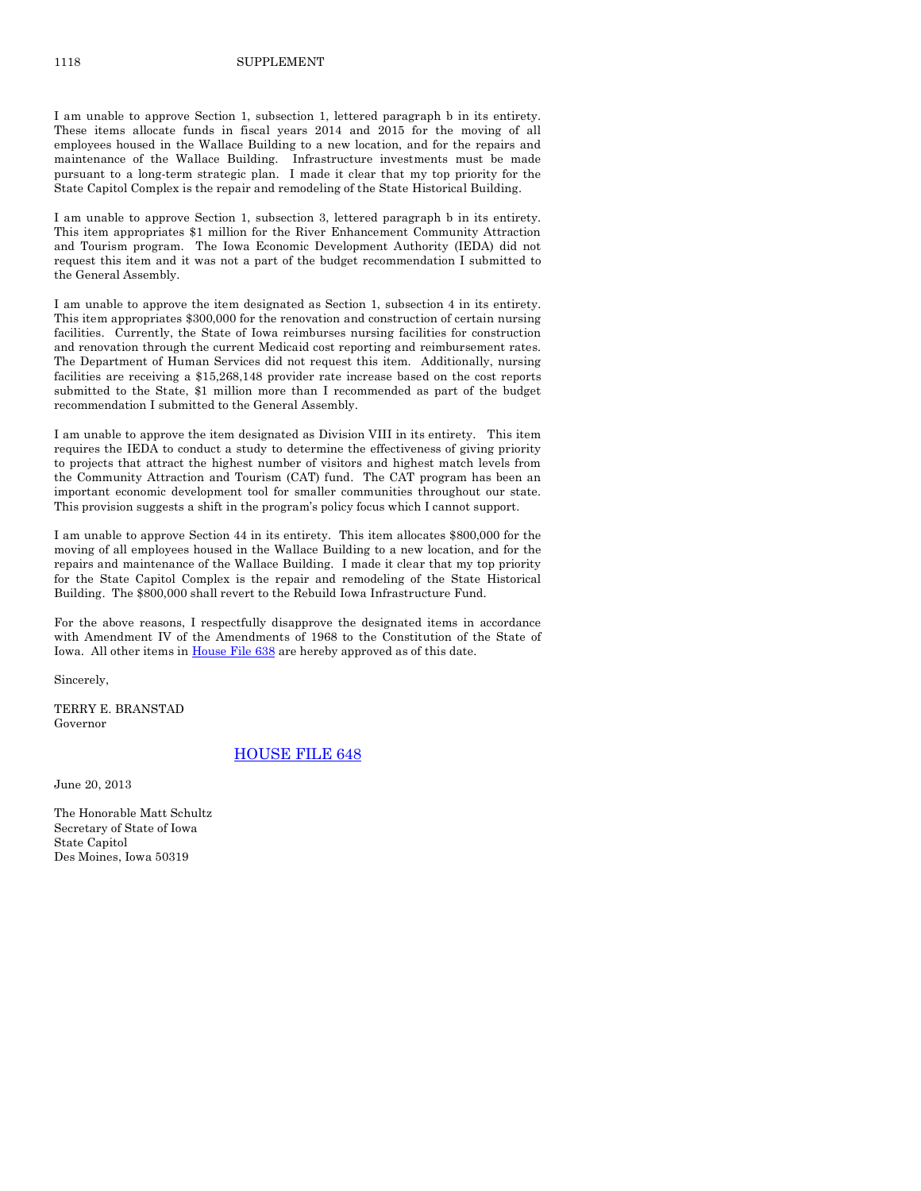I am unable to approve Section 1, subsection 1, lettered paragraph b in its entirety. These items allocate funds in fiscal years 2014 and 2015 for the moving of all employees housed in the Wallace Building to a new location, and for the repairs and maintenance of the Wallace Building. Infrastructure investments must be made pursuant to a long-term strategic plan. I made it clear that my top priority for the State Capitol Complex is the repair and remodeling of the State Historical Building.

I am unable to approve Section 1, subsection 3, lettered paragraph b in its entirety. This item appropriates $1 million for the River Enhancement Community Attraction and Tourism program. The Iowa Economic Development Authority (IEDA) did not request this item and it was not a part of the budget recommendation I submitted to the General Assembly.

I am unable to approve the item designated as Section 1, subsection 4 in its entirety. This item appropriates $300,000 for the renovation and construction of certain nursing facilities. Currently, the State of Iowa reimburses nursing facilities for construction and renovation through the current Medicaid cost reporting and reimbursement rates. The Department of Human Services did not request this item. Additionally, nursing facilities are receiving a $15,268,148 provider rate increase based on the cost reports submitted to the State, $1 million more than I recommended as part of the budget recommendation I submitted to the General Assembly.

I am unable to approve the item designated as Division VIII in its entirety. This item requires the IEDA to conduct a study to determine the effectiveness of giving priority to projects that attract the highest number of visitors and highest match levels from the Community Attraction and Tourism (CAT) fund. The CAT program has been an important economic development tool for smaller communities throughout our state. This provision suggests a shift in the program's policy focus which I cannot support.

I am unable to approve Section 44 in its entirety. This item allocates $800,000 for the moving of all employees housed in the Wallace Building to a new location, and for the repairs and maintenance of the Wallace Building. I made it clear that my top priority for the State Capitol Complex is the repair and remodeling of the State Historical Building. The $800,000 shall revert to the Rebuild Iowa Infrastructure Fund.

For the above reasons, I respectfully disapprove the designated items in accordance with Amendment IV of the Amendments of 1968 to the Constitution of the State of Iowa. All other items in House File 638 are hereby approved as of this date.

Sincerely,

TERRY E. BRANSTAD
Governor

## HOUSE FILE 648

June 20, 2013

The Honorable Matt Schultz
Secretary of State of Iowa
State Capitol
Des Moines, Iowa 50319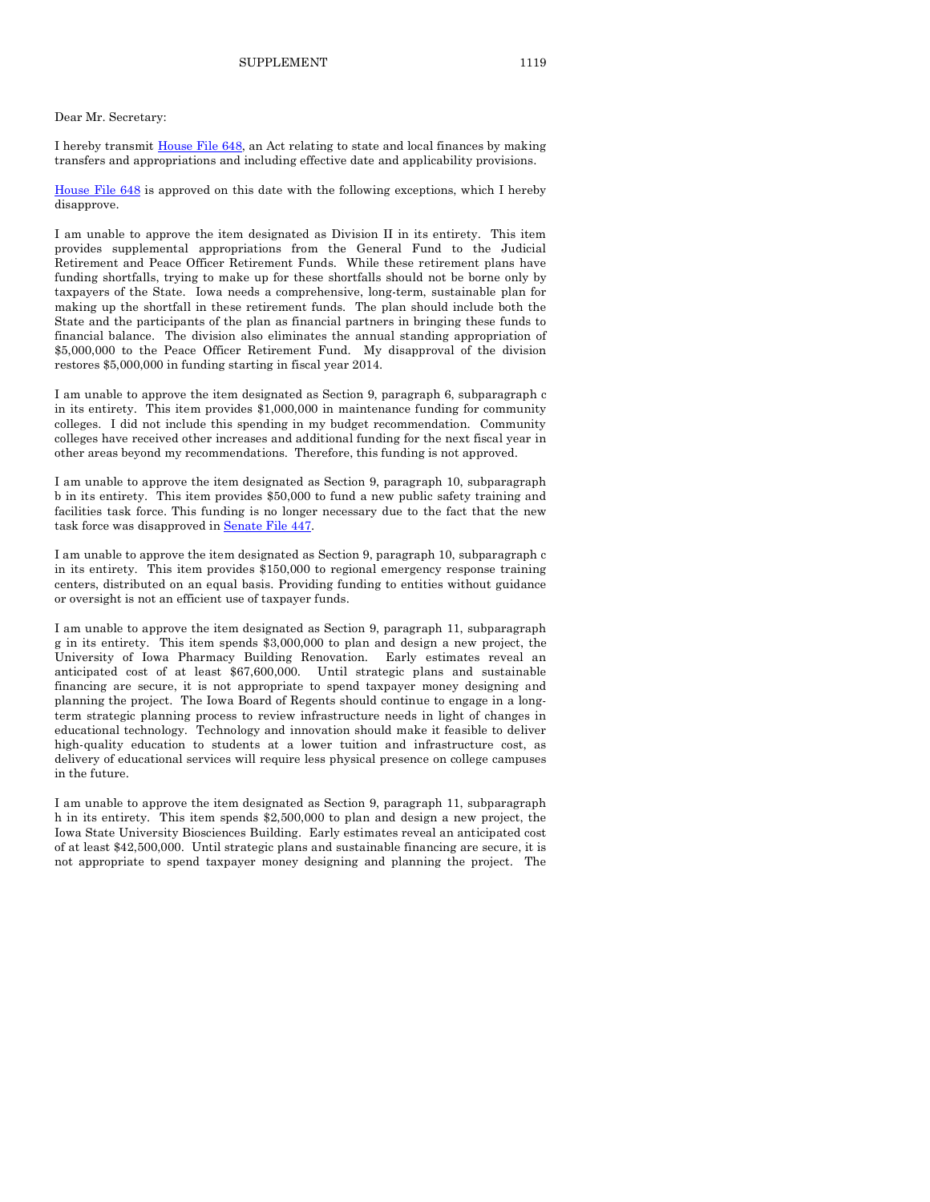Dear Mr. Secretary:

I hereby transmit House File 648, an Act relating to state and local finances by making transfers and appropriations and including effective date and applicability provisions.

House File 648 is approved on this date with the following exceptions, which I hereby disapprove.

I am unable to approve the item designated as Division II in its entirety. This item provides supplemental appropriations from the General Fund to the Judicial Retirement and Peace Officer Retirement Funds. While these retirement plans have funding shortfalls, trying to make up for these shortfalls should not be borne only by taxpayers of the State. Iowa needs a comprehensive, long-term, sustainable plan for making up the shortfall in these retirement funds. The plan should include both the State and the participants of the plan as financial partners in bringing these funds to financial balance. The division also eliminates the annual standing appropriation of $5,000,000 to the Peace Officer Retirement Fund. My disapproval of the division restores $5,000,000 in funding starting in fiscal year 2014.

I am unable to approve the item designated as Section 9, paragraph 6, subparagraph c in its entirety. This item provides $1,000,000 in maintenance funding for community colleges. I did not include this spending in my budget recommendation. Community colleges have received other increases and additional funding for the next fiscal year in other areas beyond my recommendations. Therefore, this funding is not approved.

I am unable to approve the item designated as Section 9, paragraph 10, subparagraph b in its entirety. This item provides $50,000 to fund a new public safety training and facilities task force. This funding is no longer necessary due to the fact that the new task force was disapproved in Senate File 447.

I am unable to approve the item designated as Section 9, paragraph 10, subparagraph c in its entirety. This item provides $150,000 to regional emergency response training centers, distributed on an equal basis. Providing funding to entities without guidance or oversight is not an efficient use of taxpayer funds.

I am unable to approve the item designated as Section 9, paragraph 11, subparagraph g in its entirety. This item spends $3,000,000 to plan and design a new project, the University of Iowa Pharmacy Building Renovation. Early estimates reveal an anticipated cost of at least $67,600,000. Until strategic plans and sustainable financing are secure, it is not appropriate to spend taxpayer money designing and planning the project. The Iowa Board of Regents should continue to engage in a long-term strategic planning process to review infrastructure needs in light of changes in educational technology. Technology and innovation should make it feasible to deliver high-quality education to students at a lower tuition and infrastructure cost, as delivery of educational services will require less physical presence on college campuses in the future.

I am unable to approve the item designated as Section 9, paragraph 11, subparagraph h in its entirety. This item spends $2,500,000 to plan and design a new project, the Iowa State University Biosciences Building. Early estimates reveal an anticipated cost of at least $42,500,000. Until strategic plans and sustainable financing are secure, it is not appropriate to spend taxpayer money designing and planning the project. The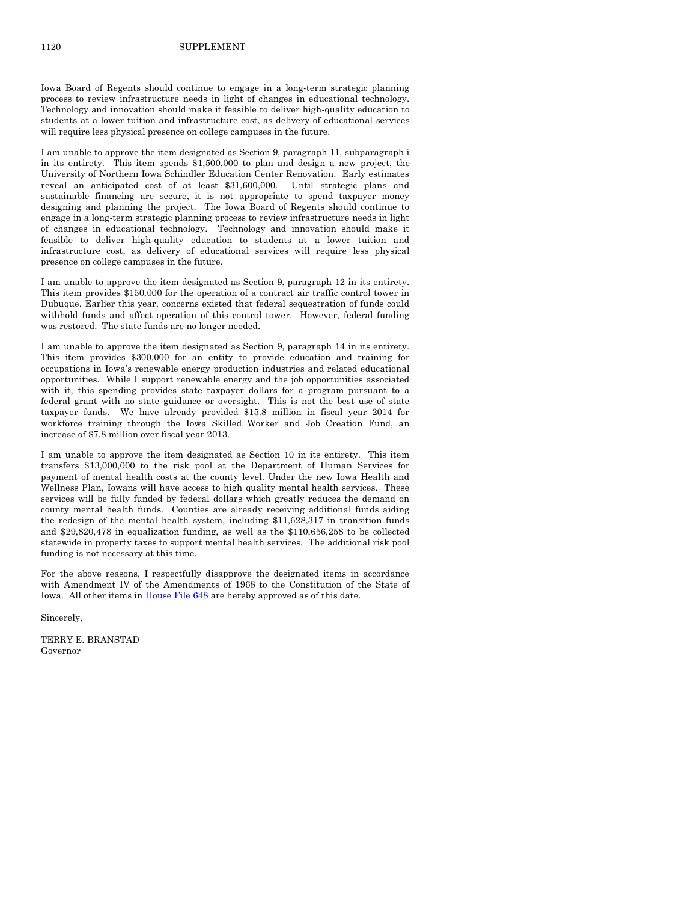Iowa Board of Regents should continue to engage in a long-term strategic planning process to review infrastructure needs in light of changes in educational technology. Technology and innovation should make it feasible to deliver high-quality education to students at a lower tuition and infrastructure cost, as delivery of educational services will require less physical presence on college campuses in the future.

I am unable to approve the item designated as Section 9, paragraph 11, subparagraph i in its entirety. This item spends $1,500,000 to plan and design a new project, the University of Northern Iowa Schindler Education Center Renovation. Early estimates reveal an anticipated cost of at least $31,600,000. Until strategic plans and sustainable financing are secure, it is not appropriate to spend taxpayer money designing and planning the project. The Iowa Board of Regents should continue to engage in a long-term strategic planning process to review infrastructure needs in light of changes in educational technology. Technology and innovation should make it feasible to deliver high-quality education to students at a lower tuition and infrastructure cost, as delivery of educational services will require less physical presence on college campuses in the future.

I am unable to approve the item designated as Section 9, paragraph 12 in its entirety. This item provides $150,000 for the operation of a contract air traffic control tower in Dubuque. Earlier this year, concerns existed that federal sequestration of funds could withhold funds and affect operation of this control tower. However, federal funding was restored. The state funds are no longer needed.

I am unable to approve the item designated as Section 9, paragraph 14 in its entirety. This item provides $300,000 for an entity to provide education and training for occupations in Iowa's renewable energy production industries and related educational opportunities. While I support renewable energy and the job opportunities associated with it, this spending provides state taxpayer dollars for a program pursuant to a federal grant with no state guidance or oversight. This is not the best use of state taxpayer funds. We have already provided $15.8 million in fiscal year 2014 for workforce training through the Iowa Skilled Worker and Job Creation Fund, an increase of $7.8 million over fiscal year 2013.

I am unable to approve the item designated as Section 10 in its entirety. This item transfers $13,000,000 to the risk pool at the Department of Human Services for payment of mental health costs at the county level. Under the new Iowa Health and Wellness Plan, Iowans will have access to high quality mental health services. These services will be fully funded by federal dollars which greatly reduces the demand on county mental health funds. Counties are already receiving additional funds aiding the redesign of the mental health system, including $11,628,317 in transition funds and $29,820,478 in equalization funding, as well as the $110,656,258 to be collected statewide in property taxes to support mental health services. The additional risk pool funding is not necessary at this time.

For the above reasons, I respectfully disapprove the designated items in accordance with Amendment IV of the Amendments of 1968 to the Constitution of the State of Iowa. All other items in House File 648 are hereby approved as of this date.

Sincerely,

TERRY E. BRANSTAD
Governor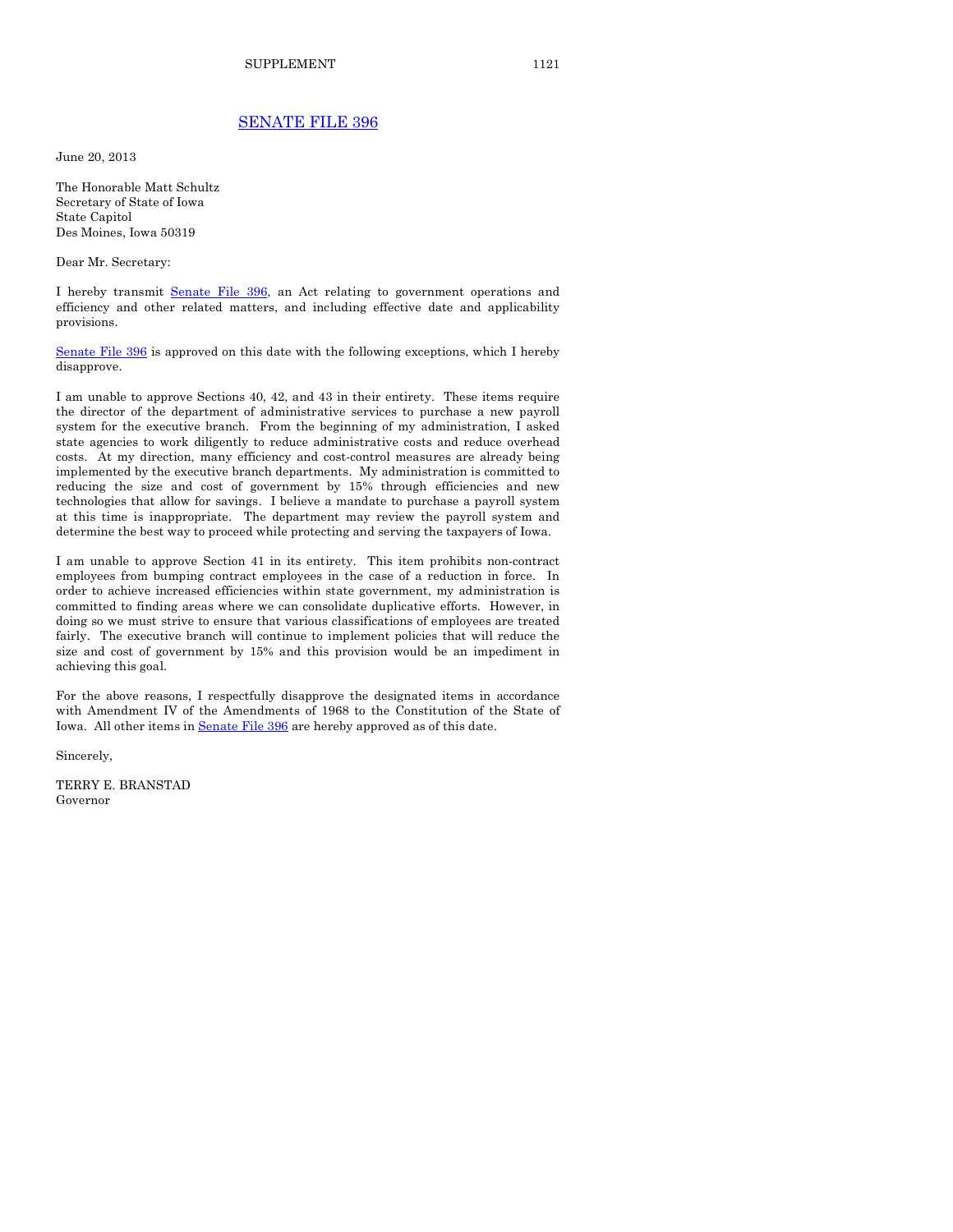# SENATE FILE 396

June 20, 2013

The Honorable Matt Schultz
Secretary of State of Iowa
State Capitol
Des Moines, Iowa 50319

Dear Mr. Secretary:

I hereby transmit Senate File 396, an Act relating to government operations and efficiency and other related matters, and including effective date and applicability provisions.

Senate File 396 is approved on this date with the following exceptions, which I hereby disapprove.

I am unable to approve Sections 40, 42, and 43 in their entirety. These items require the director of the department of administrative services to purchase a new payroll system for the executive branch. From the beginning of my administration, I asked state agencies to work diligently to reduce administrative costs and reduce overhead costs. At my direction, many efficiency and cost-control measures are already being implemented by the executive branch departments. My administration is committed to reducing the size and cost of government by 15% through efficiencies and new technologies that allow for savings. I believe a mandate to purchase a payroll system at this time is inappropriate. The department may review the payroll system and determine the best way to proceed while protecting and serving the taxpayers of Iowa.

I am unable to approve Section 41 in its entirety. This item prohibits non-contract employees from bumping contract employees in the case of a reduction in force. In order to achieve increased efficiencies within state government, my administration is committed to finding areas where we can consolidate duplicative efforts. However, in doing so we must strive to ensure that various classifications of employees are treated fairly. The executive branch will continue to implement policies that will reduce the size and cost of government by 15% and this provision would be an impediment in achieving this goal.

For the above reasons, I respectfully disapprove the designated items in accordance with Amendment IV of the Amendments of 1968 to the Constitution of the State of Iowa. All other items in Senate File 396 are hereby approved as of this date.

Sincerely,

TERRY E. BRANSTAD
Governor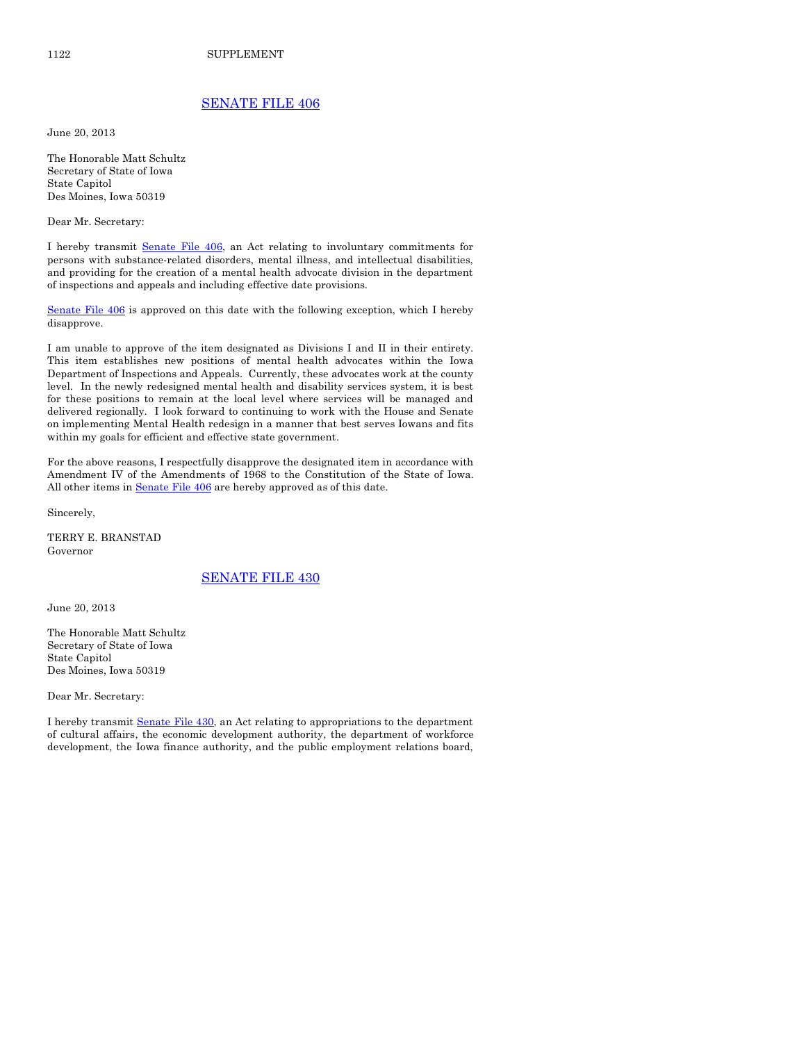## SENATE FILE 406

June 20, 2013

The Honorable Matt Schultz
Secretary of State of Iowa
State Capitol
Des Moines, Iowa 50319

Dear Mr. Secretary:

I hereby transmit Senate File 406, an Act relating to involuntary commitments for persons with substance-related disorders, mental illness, and intellectual disabilities, and providing for the creation of a mental health advocate division in the department of inspections and appeals and including effective date provisions.

Senate File 406 is approved on this date with the following exception, which I hereby disapprove.

I am unable to approve of the item designated as Divisions I and II in their entirety. This item establishes new positions of mental health advocates within the Iowa Department of Inspections and Appeals. Currently, these advocates work at the county level. In the newly redesigned mental health and disability services system, it is best for these positions to remain at the local level where services will be managed and delivered regionally. I look forward to continuing to work with the House and Senate on implementing Mental Health redesign in a manner that best serves Iowans and fits within my goals for efficient and effective state government.

For the above reasons, I respectfully disapprove the designated item in accordance with Amendment IV of the Amendments of 1968 to the Constitution of the State of Iowa. All other items in Senate File 406 are hereby approved as of this date.

Sincerely,

TERRY E. BRANSTAD
Governor

## SENATE FILE 430

June 20, 2013

The Honorable Matt Schultz
Secretary of State of Iowa
State Capitol
Des Moines, Iowa 50319

Dear Mr. Secretary:

I hereby transmit Senate File 430, an Act relating to appropriations to the department of cultural affairs, the economic development authority, the department of workforce development, the Iowa finance authority, and the public employment relations board,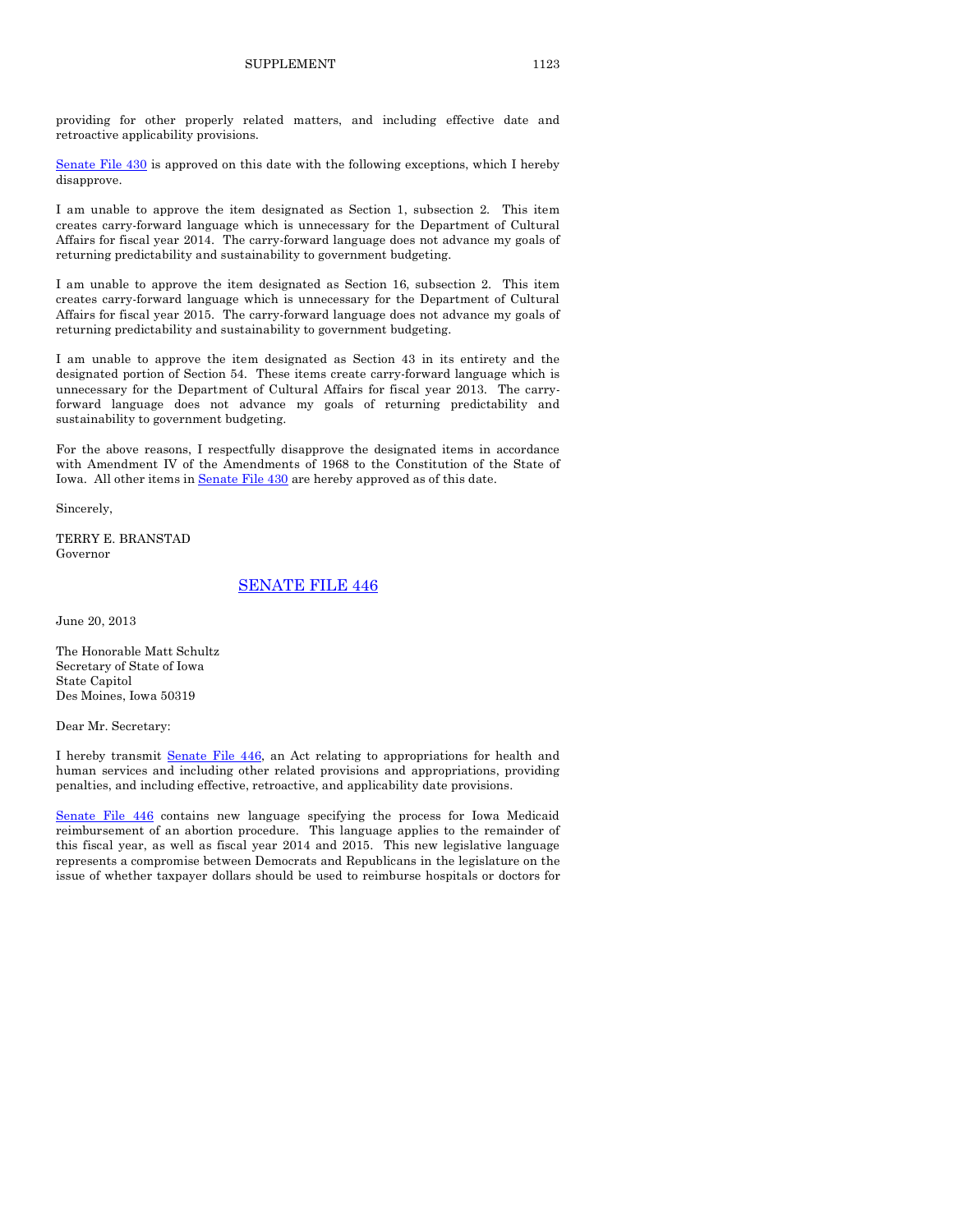providing for other properly related matters, and including effective date and retroactive applicability provisions.

Senate File 430 is approved on this date with the following exceptions, which I hereby disapprove.

I am unable to approve the item designated as Section 1, subsection 2. This item creates carry-forward language which is unnecessary for the Department of Cultural Affairs for fiscal year 2014. The carry-forward language does not advance my goals of returning predictability and sustainability to government budgeting.

I am unable to approve the item designated as Section 16, subsection 2. This item creates carry-forward language which is unnecessary for the Department of Cultural Affairs for fiscal year 2015. The carry-forward language does not advance my goals of returning predictability and sustainability to government budgeting.

I am unable to approve the item designated as Section 43 in its entirety and the designated portion of Section 54. These items create carry-forward language which is unnecessary for the Department of Cultural Affairs for fiscal year 2013. The carry-forward language does not advance my goals of returning predictability and sustainability to government budgeting.

For the above reasons, I respectfully disapprove the designated items in accordance with Amendment IV of the Amendments of 1968 to the Constitution of the State of Iowa. All other items in Senate File 430 are hereby approved as of this date.

Sincerely,

TERRY E. BRANSTAD
Governor

## SENATE FILE 446

June 20, 2013

The Honorable Matt Schultz
Secretary of State of Iowa
State Capitol
Des Moines, Iowa 50319

Dear Mr. Secretary:

I hereby transmit Senate File 446, an Act relating to appropriations for health and human services and including other related provisions and appropriations, providing penalties, and including effective, retroactive, and applicability date provisions.

Senate File 446 contains new language specifying the process for Iowa Medicaid reimbursement of an abortion procedure. This language applies to the remainder of this fiscal year, as well as fiscal year 2014 and 2015. This new legislative language represents a compromise between Democrats and Republicans in the legislature on the issue of whether taxpayer dollars should be used to reimburse hospitals or doctors for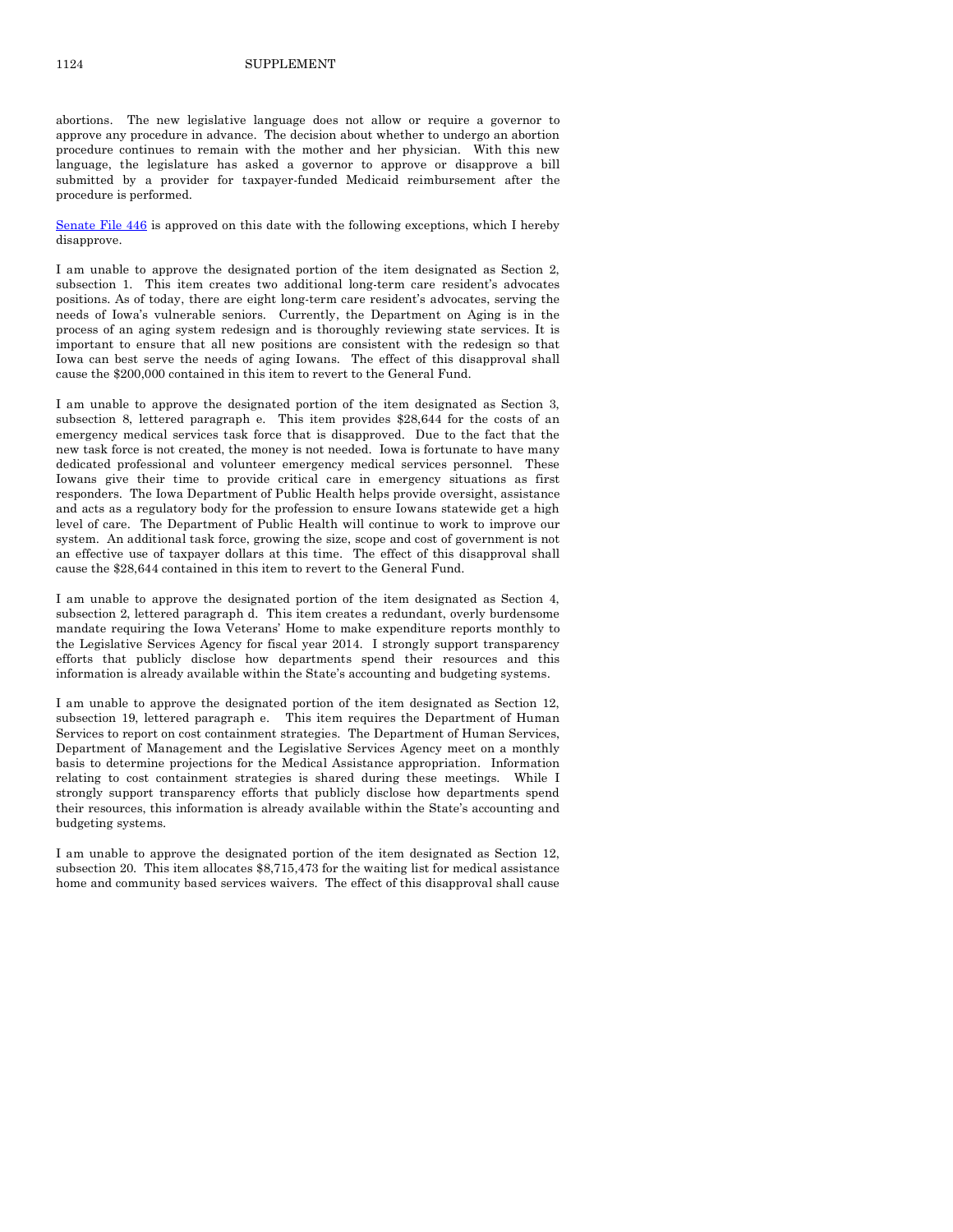abortions. The new legislative language does not allow or require a governor to approve any procedure in advance. The decision about whether to undergo an abortion procedure continues to remain with the mother and her physician. With this new language, the legislature has asked a governor to approve or disapprove a bill submitted by a provider for taxpayer-funded Medicaid reimbursement after the procedure is performed.

Senate File 446 is approved on this date with the following exceptions, which I hereby disapprove.

I am unable to approve the designated portion of the item designated as Section 2, subsection 1. This item creates two additional long-term care resident's advocates positions. As of today, there are eight long-term care resident's advocates, serving the needs of Iowa's vulnerable seniors. Currently, the Department on Aging is in the process of an aging system redesign and is thoroughly reviewing state services. It is important to ensure that all new positions are consistent with the redesign so that Iowa can best serve the needs of aging Iowans. The effect of this disapproval shall cause the $200,000 contained in this item to revert to the General Fund.

I am unable to approve the designated portion of the item designated as Section 3, subsection 8, lettered paragraph e. This item provides $28,644 for the costs of an emergency medical services task force that is disapproved. Due to the fact that the new task force is not created, the money is not needed. Iowa is fortunate to have many dedicated professional and volunteer emergency medical services personnel. These Iowans give their time to provide critical care in emergency situations as first responders. The Iowa Department of Public Health helps provide oversight, assistance and acts as a regulatory body for the profession to ensure Iowans statewide get a high level of care. The Department of Public Health will continue to work to improve our system. An additional task force, growing the size, scope and cost of government is not an effective use of taxpayer dollars at this time. The effect of this disapproval shall cause the $28,644 contained in this item to revert to the General Fund.

I am unable to approve the designated portion of the item designated as Section 4, subsection 2, lettered paragraph d. This item creates a redundant, overly burdensome mandate requiring the Iowa Veterans' Home to make expenditure reports monthly to the Legislative Services Agency for fiscal year 2014. I strongly support transparency efforts that publicly disclose how departments spend their resources and this information is already available within the State's accounting and budgeting systems.

I am unable to approve the designated portion of the item designated as Section 12, subsection 19, lettered paragraph e. This item requires the Department of Human Services to report on cost containment strategies. The Department of Human Services, Department of Management and the Legislative Services Agency meet on a monthly basis to determine projections for the Medical Assistance appropriation. Information relating to cost containment strategies is shared during these meetings. While I strongly support transparency efforts that publicly disclose how departments spend their resources, this information is already available within the State's accounting and budgeting systems.

I am unable to approve the designated portion of the item designated as Section 12, subsection 20. This item allocates $8,715,473 for the waiting list for medical assistance home and community based services waivers. The effect of this disapproval shall cause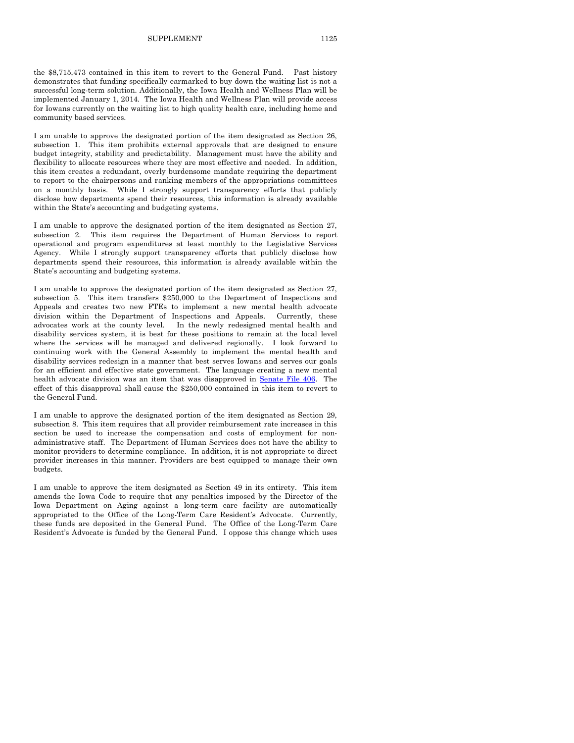the $8,715,473 contained in this item to revert to the General Fund. Past history demonstrates that funding specifically earmarked to buy down the waiting list is not a successful long-term solution. Additionally, the Iowa Health and Wellness Plan will be implemented January 1, 2014. The Iowa Health and Wellness Plan will provide access for Iowans currently on the waiting list to high quality health care, including home and community based services.

I am unable to approve the designated portion of the item designated as Section 26, subsection 1. This item prohibits external approvals that are designed to ensure budget integrity, stability and predictability. Management must have the ability and flexibility to allocate resources where they are most effective and needed. In addition, this item creates a redundant, overly burdensome mandate requiring the department to report to the chairpersons and ranking members of the appropriations committees on a monthly basis. While I strongly support transparency efforts that publicly disclose how departments spend their resources, this information is already available within the State's accounting and budgeting systems.

I am unable to approve the designated portion of the item designated as Section 27, subsection 2. This item requires the Department of Human Services to report operational and program expenditures at least monthly to the Legislative Services Agency. While I strongly support transparency efforts that publicly disclose how departments spend their resources, this information is already available within the State's accounting and budgeting systems.

I am unable to approve the designated portion of the item designated as Section 27, subsection 5. This item transfers $250,000 to the Department of Inspections and Appeals and creates two new FTEs to implement a new mental health advocate division within the Department of Inspections and Appeals. Currently, these advocates work at the county level. In the newly redesigned mental health and disability services system, it is best for these positions to remain at the local level where the services will be managed and delivered regionally. I look forward to continuing work with the General Assembly to implement the mental health and disability services redesign in a manner that best serves Iowans and serves our goals for an efficient and effective state government. The language creating a new mental health advocate division was an item that was disapproved in Senate File 406. The effect of this disapproval shall cause the $250,000 contained in this item to revert to the General Fund.

I am unable to approve the designated portion of the item designated as Section 29, subsection 8. This item requires that all provider reimbursement rate increases in this section be used to increase the compensation and costs of employment for non-administrative staff. The Department of Human Services does not have the ability to monitor providers to determine compliance. In addition, it is not appropriate to direct provider increases in this manner. Providers are best equipped to manage their own budgets.

I am unable to approve the item designated as Section 49 in its entirety. This item amends the Iowa Code to require that any penalties imposed by the Director of the Iowa Department on Aging against a long-term care facility are automatically appropriated to the Office of the Long-Term Care Resident's Advocate. Currently, these funds are deposited in the General Fund. The Office of the Long-Term Care Resident's Advocate is funded by the General Fund. I oppose this change which uses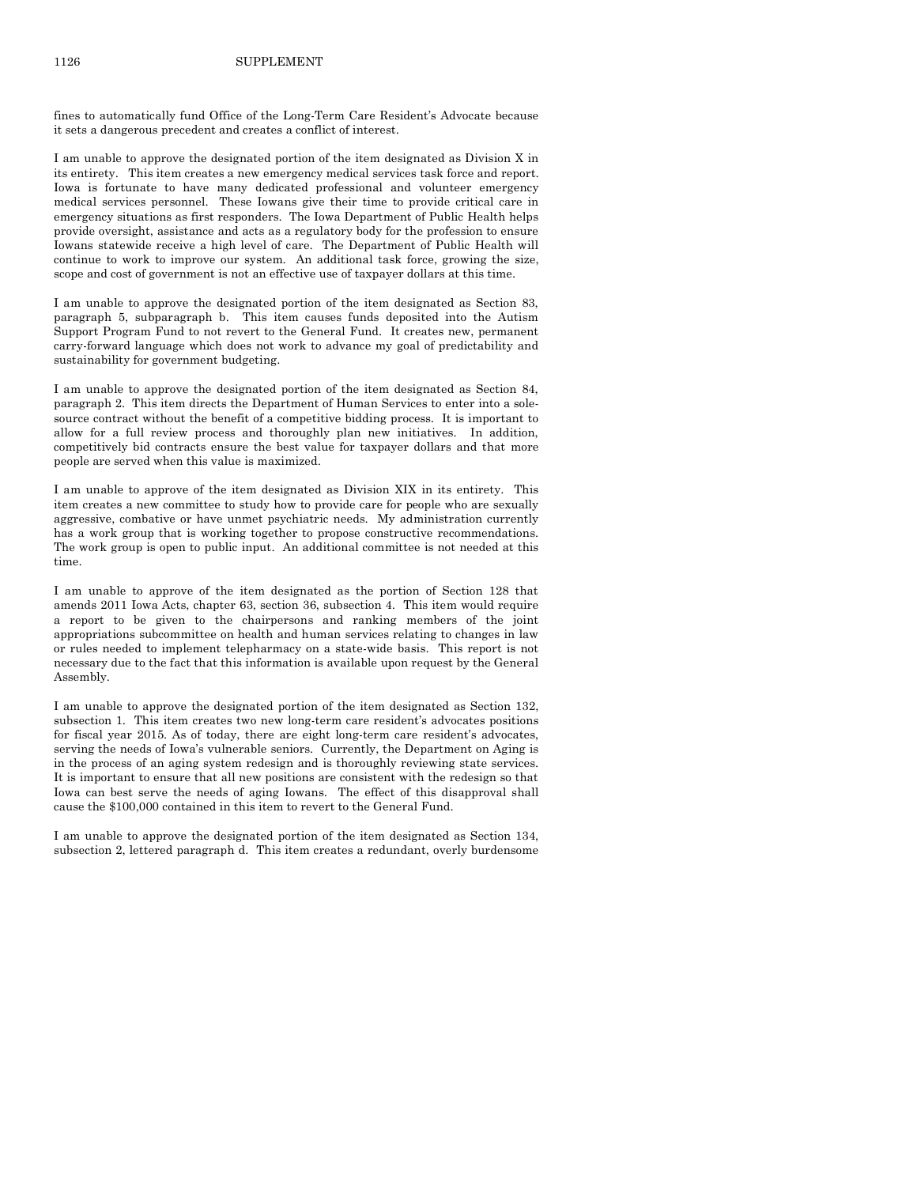fines to automatically fund Office of the Long-Term Care Resident's Advocate because it sets a dangerous precedent and creates a conflict of interest.

I am unable to approve the designated portion of the item designated as Division X in its entirety. This item creates a new emergency medical services task force and report. Iowa is fortunate to have many dedicated professional and volunteer emergency medical services personnel. These Iowans give their time to provide critical care in emergency situations as first responders. The Iowa Department of Public Health helps provide oversight, assistance and acts as a regulatory body for the profession to ensure Iowans statewide receive a high level of care. The Department of Public Health will continue to work to improve our system. An additional task force, growing the size, scope and cost of government is not an effective use of taxpayer dollars at this time.

I am unable to approve the designated portion of the item designated as Section 83, paragraph 5, subparagraph b. This item causes funds deposited into the Autism Support Program Fund to not revert to the General Fund. It creates new, permanent carry-forward language which does not work to advance my goal of predictability and sustainability for government budgeting.

I am unable to approve the designated portion of the item designated as Section 84, paragraph 2. This item directs the Department of Human Services to enter into a sole-source contract without the benefit of a competitive bidding process. It is important to allow for a full review process and thoroughly plan new initiatives. In addition, competitively bid contracts ensure the best value for taxpayer dollars and that more people are served when this value is maximized.

I am unable to approve of the item designated as Division XIX in its entirety. This item creates a new committee to study how to provide care for people who are sexually aggressive, combative or have unmet psychiatric needs. My administration currently has a work group that is working together to propose constructive recommendations. The work group is open to public input. An additional committee is not needed at this time.

I am unable to approve of the item designated as the portion of Section 128 that amends 2011 Iowa Acts, chapter 63, section 36, subsection 4. This item would require a report to be given to the chairpersons and ranking members of the joint appropriations subcommittee on health and human services relating to changes in law or rules needed to implement telepharmacy on a state-wide basis. This report is not necessary due to the fact that this information is available upon request by the General Assembly.

I am unable to approve the designated portion of the item designated as Section 132, subsection 1. This item creates two new long-term care resident's advocates positions for fiscal year 2015. As of today, there are eight long-term care resident's advocates, serving the needs of Iowa's vulnerable seniors. Currently, the Department on Aging is in the process of an aging system redesign and is thoroughly reviewing state services. It is important to ensure that all new positions are consistent with the redesign so that Iowa can best serve the needs of aging Iowans. The effect of this disapproval shall cause the $100,000 contained in this item to revert to the General Fund.

I am unable to approve the designated portion of the item designated as Section 134, subsection 2, lettered paragraph d. This item creates a redundant, overly burdensome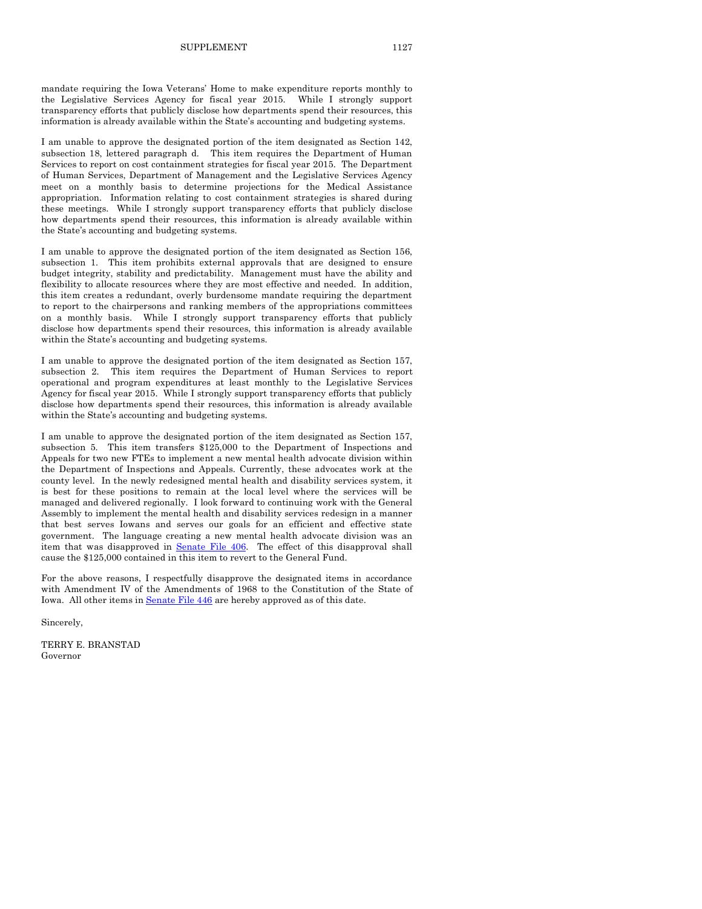mandate requiring the Iowa Veterans' Home to make expenditure reports monthly to the Legislative Services Agency for fiscal year 2015. While I strongly support transparency efforts that publicly disclose how departments spend their resources, this information is already available within the State's accounting and budgeting systems.

I am unable to approve the designated portion of the item designated as Section 142, subsection 18, lettered paragraph d. This item requires the Department of Human Services to report on cost containment strategies for fiscal year 2015. The Department of Human Services, Department of Management and the Legislative Services Agency meet on a monthly basis to determine projections for the Medical Assistance appropriation. Information relating to cost containment strategies is shared during these meetings. While I strongly support transparency efforts that publicly disclose how departments spend their resources, this information is already available within the State's accounting and budgeting systems.

I am unable to approve the designated portion of the item designated as Section 156, subsection 1. This item prohibits external approvals that are designed to ensure budget integrity, stability and predictability. Management must have the ability and flexibility to allocate resources where they are most effective and needed. In addition, this item creates a redundant, overly burdensome mandate requiring the department to report to the chairpersons and ranking members of the appropriations committees on a monthly basis. While I strongly support transparency efforts that publicly disclose how departments spend their resources, this information is already available within the State's accounting and budgeting systems.

I am unable to approve the designated portion of the item designated as Section 157, subsection 2. This item requires the Department of Human Services to report operational and program expenditures at least monthly to the Legislative Services Agency for fiscal year 2015. While I strongly support transparency efforts that publicly disclose how departments spend their resources, this information is already available within the State's accounting and budgeting systems.

I am unable to approve the designated portion of the item designated as Section 157, subsection 5. This item transfers $125,000 to the Department of Inspections and Appeals for two new FTEs to implement a new mental health advocate division within the Department of Inspections and Appeals. Currently, these advocates work at the county level. In the newly redesigned mental health and disability services system, it is best for these positions to remain at the local level where the services will be managed and delivered regionally. I look forward to continuing work with the General Assembly to implement the mental health and disability services redesign in a manner that best serves Iowans and serves our goals for an efficient and effective state government. The language creating a new mental health advocate division was an item that was disapproved in Senate File 406. The effect of this disapproval shall cause the $125,000 contained in this item to revert to the General Fund.

For the above reasons, I respectfully disapprove the designated items in accordance with Amendment IV of the Amendments of 1968 to the Constitution of the State of Iowa. All other items in Senate File 446 are hereby approved as of this date.

Sincerely,

TERRY E. BRANSTAD
Governor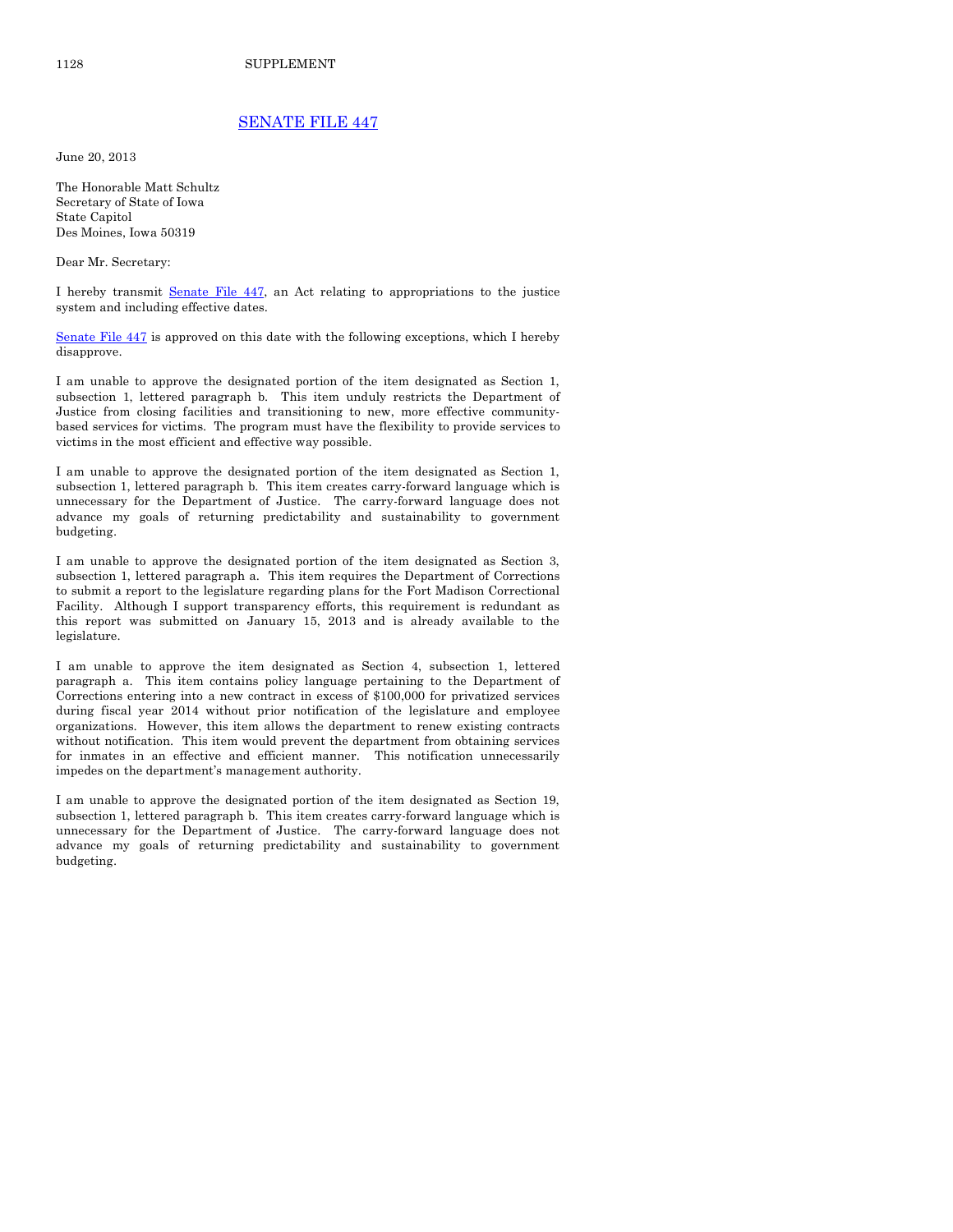## [SENATE FILE 447](#)

June 20, 2013

The Honorable Matt Schultz
Secretary of State of Iowa
State Capitol
Des Moines, Iowa 50319

Dear Mr. Secretary:

I hereby transmit [Senate File 447](#), an Act relating to appropriations to the justice system and including effective dates.

[Senate File 447](#) is approved on this date with the following exceptions, which I hereby disapprove.

I am unable to approve the designated portion of the item designated as Section 1, subsection 1, lettered paragraph b. This item unduly restricts the Department of Justice from closing facilities and transitioning to new, more effective community-based services for victims. The program must have the flexibility to provide services to victims in the most efficient and effective way possible.

I am unable to approve the designated portion of the item designated as Section 1, subsection 1, lettered paragraph b. This item creates carry-forward language which is unnecessary for the Department of Justice. The carry-forward language does not advance my goals of returning predictability and sustainability to government budgeting.

I am unable to approve the designated portion of the item designated as Section 3, subsection 1, lettered paragraph a. This item requires the Department of Corrections to submit a report to the legislature regarding plans for the Fort Madison Correctional Facility. Although I support transparency efforts, this requirement is redundant as this report was submitted on January 15, 2013 and is already available to the legislature.

I am unable to approve the item designated as Section 4, subsection 1, lettered paragraph a. This item contains policy language pertaining to the Department of Corrections entering into a new contract in excess of $100,000 for privatized services during fiscal year 2014 without prior notification of the legislature and employee organizations. However, this item allows the department to renew existing contracts without notification. This item would prevent the department from obtaining services for inmates in an effective and efficient manner. This notification unnecessarily impedes on the department's management authority.

I am unable to approve the designated portion of the item designated as Section 19, subsection 1, lettered paragraph b. This item creates carry-forward language which is unnecessary for the Department of Justice. The carry-forward language does not advance my goals of returning predictability and sustainability to government budgeting.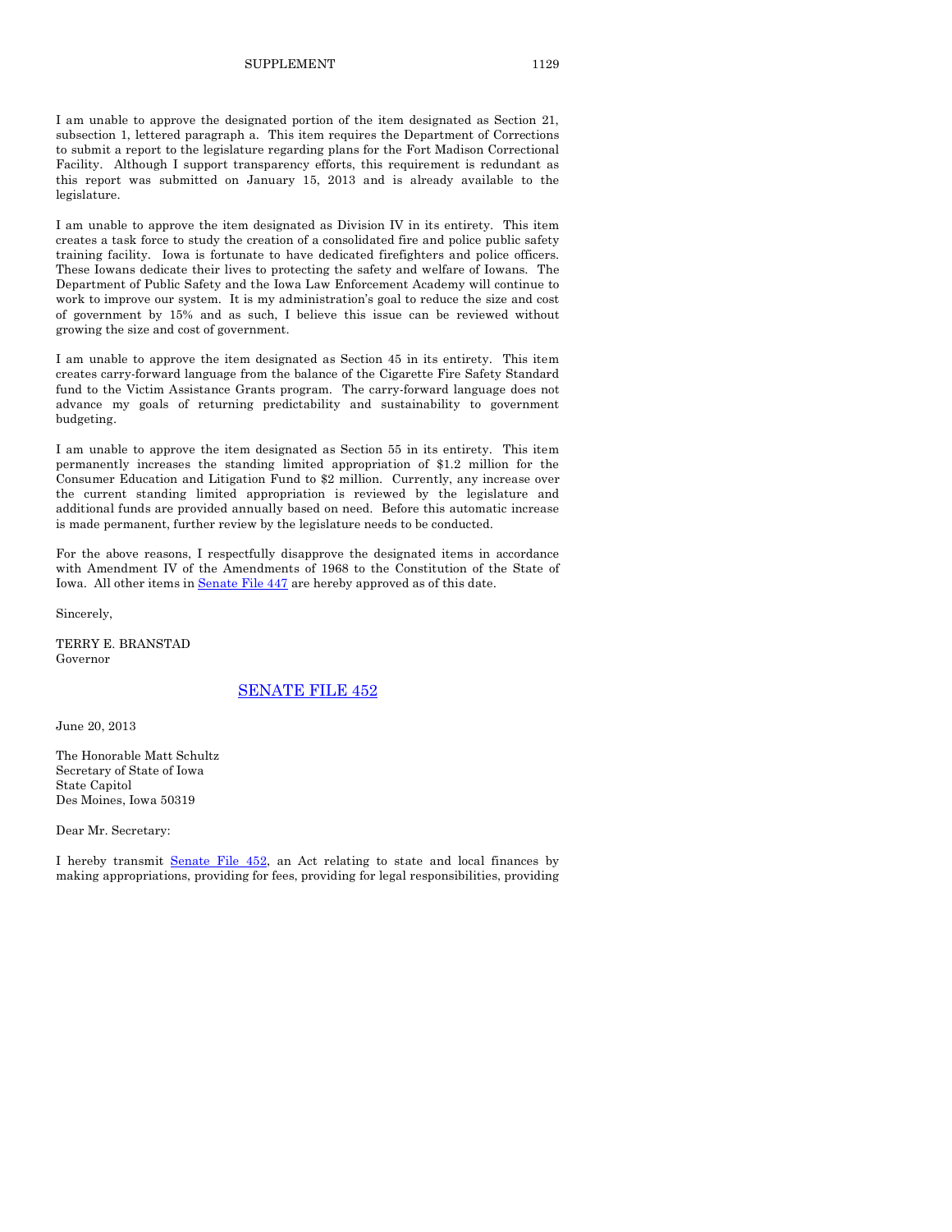I am unable to approve the designated portion of the item designated as Section 21, subsection 1, lettered paragraph a. This item requires the Department of Corrections to submit a report to the legislature regarding plans for the Fort Madison Correctional Facility. Although I support transparency efforts, this requirement is redundant as this report was submitted on January 15, 2013 and is already available to the legislature.

I am unable to approve the item designated as Division IV in its entirety. This item creates a task force to study the creation of a consolidated fire and police public safety training facility. Iowa is fortunate to have dedicated firefighters and police officers. These Iowans dedicate their lives to protecting the safety and welfare of Iowans. The Department of Public Safety and the Iowa Law Enforcement Academy will continue to work to improve our system. It is my administration's goal to reduce the size and cost of government by 15% and as such, I believe this issue can be reviewed without growing the size and cost of government.

I am unable to approve the item designated as Section 45 in its entirety. This item creates carry-forward language from the balance of the Cigarette Fire Safety Standard fund to the Victim Assistance Grants program. The carry-forward language does not advance my goals of returning predictability and sustainability to government budgeting.

I am unable to approve the item designated as Section 55 in its entirety. This item permanently increases the standing limited appropriation of $1.2 million for the Consumer Education and Litigation Fund to $2 million. Currently, any increase over the current standing limited appropriation is reviewed by the legislature and additional funds are provided annually based on need. Before this automatic increase is made permanent, further review by the legislature needs to be conducted.

For the above reasons, I respectfully disapprove the designated items in accordance with Amendment IV of the Amendments of 1968 to the Constitution of the State of Iowa. All other items in Senate File 447 are hereby approved as of this date.

Sincerely,

TERRY E. BRANSTAD
Governor

## SENATE FILE 452

June 20, 2013

The Honorable Matt Schultz
Secretary of State of Iowa
State Capitol
Des Moines, Iowa 50319

Dear Mr. Secretary:

I hereby transmit Senate File 452, an Act relating to state and local finances by making appropriations, providing for fees, providing for legal responsibilities, providing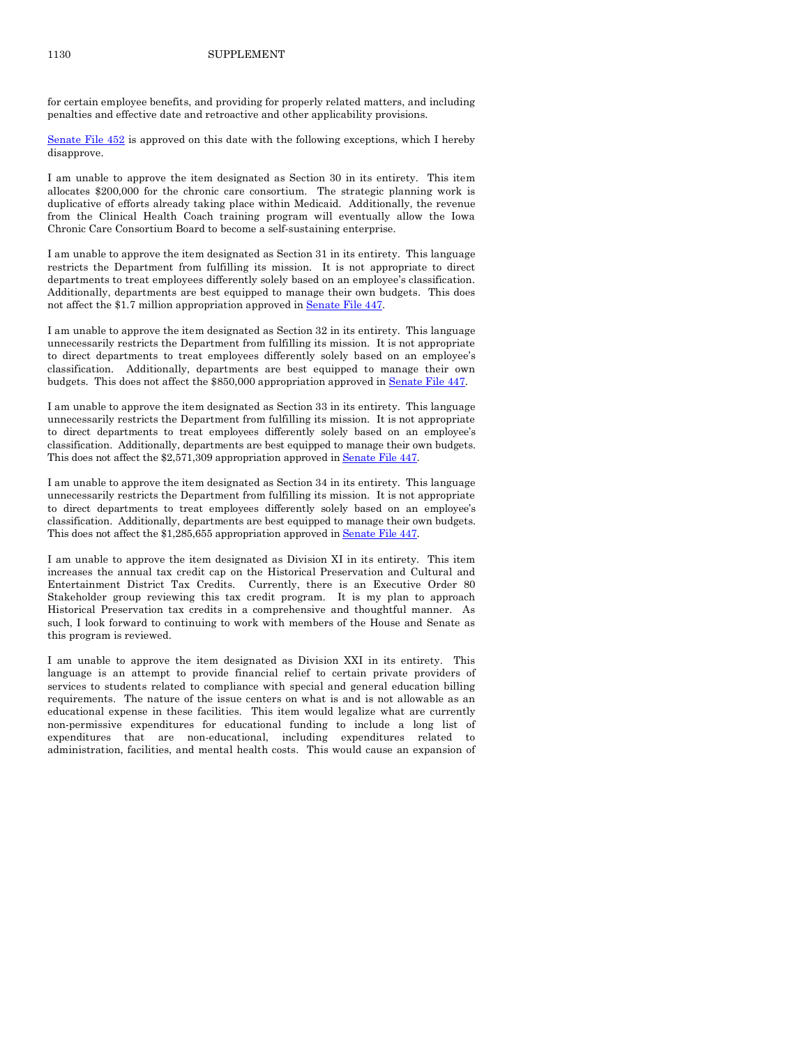for certain employee benefits, and providing for properly related matters, and including penalties and effective date and retroactive and other applicability provisions.

Senate File 452 is approved on this date with the following exceptions, which I hereby disapprove.

I am unable to approve the item designated as Section 30 in its entirety. This item allocates $200,000 for the chronic care consortium. The strategic planning work is duplicative of efforts already taking place within Medicaid. Additionally, the revenue from the Clinical Health Coach training program will eventually allow the Iowa Chronic Care Consortium Board to become a self-sustaining enterprise.

I am unable to approve the item designated as Section 31 in its entirety. This language restricts the Department from fulfilling its mission. It is not appropriate to direct departments to treat employees differently solely based on an employee's classification. Additionally, departments are best equipped to manage their own budgets. This does not affect the $1.7 million appropriation approved in Senate File 447.

I am unable to approve the item designated as Section 32 in its entirety. This language unnecessarily restricts the Department from fulfilling its mission. It is not appropriate to direct departments to treat employees differently solely based on an employee's classification. Additionally, departments are best equipped to manage their own budgets. This does not affect the $850,000 appropriation approved in Senate File 447.

I am unable to approve the item designated as Section 33 in its entirety. This language unnecessarily restricts the Department from fulfilling its mission. It is not appropriate to direct departments to treat employees differently solely based on an employee's classification. Additionally, departments are best equipped to manage their own budgets. This does not affect the $2,571,309 appropriation approved in Senate File 447.

I am unable to approve the item designated as Section 34 in its entirety. This language unnecessarily restricts the Department from fulfilling its mission. It is not appropriate to direct departments to treat employees differently solely based on an employee's classification. Additionally, departments are best equipped to manage their own budgets. This does not affect the $1,285,655 appropriation approved in Senate File 447.

I am unable to approve the item designated as Division XI in its entirety. This item increases the annual tax credit cap on the Historical Preservation and Cultural and Entertainment District Tax Credits. Currently, there is an Executive Order 80 Stakeholder group reviewing this tax credit program. It is my plan to approach Historical Preservation tax credits in a comprehensive and thoughtful manner. As such, I look forward to continuing to work with members of the House and Senate as this program is reviewed.

I am unable to approve the item designated as Division XXI in its entirety. This language is an attempt to provide financial relief to certain private providers of services to students related to compliance with special and general education billing requirements. The nature of the issue centers on what is and is not allowable as an educational expense in these facilities. This item would legalize what are currently non-permissive expenditures for educational funding to include a long list of expenditures that are non-educational, including expenditures related to administration, facilities, and mental health costs. This would cause an expansion of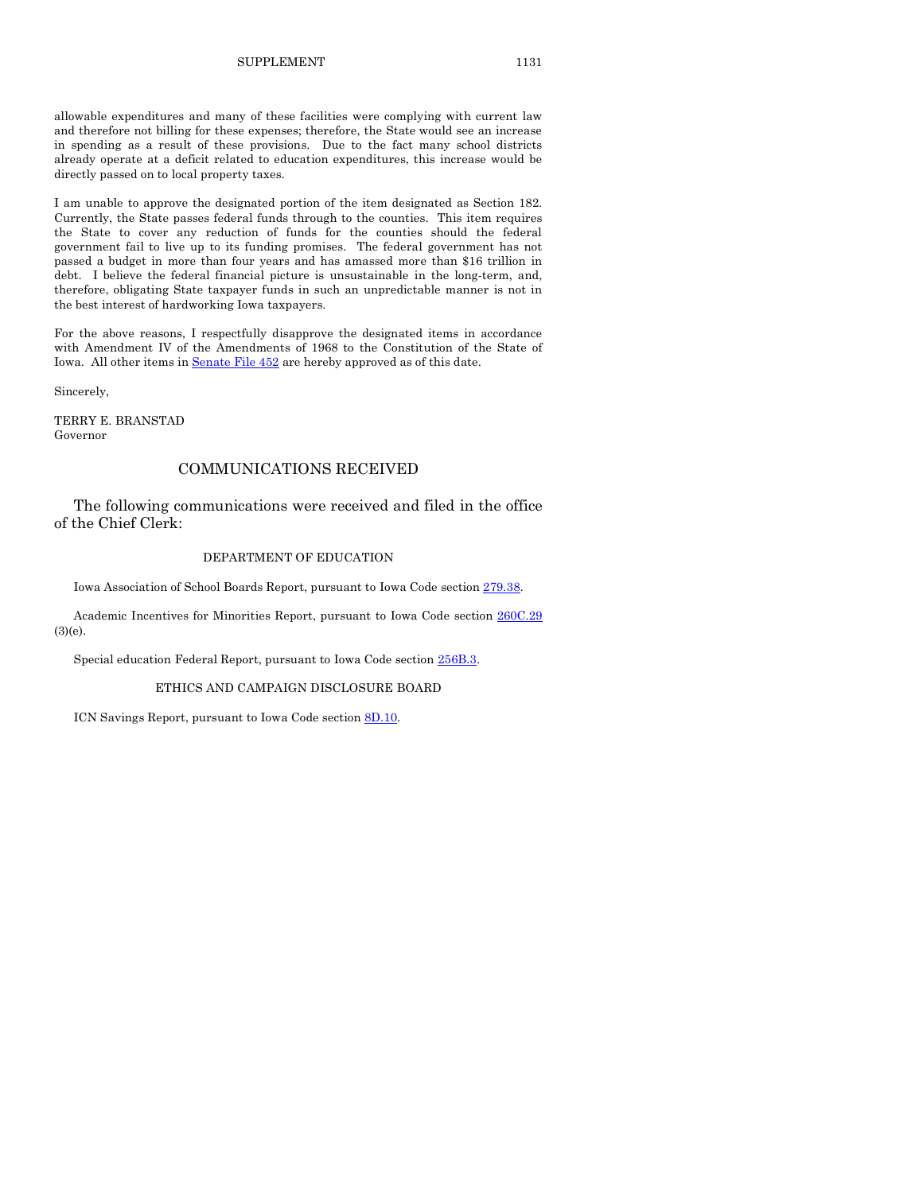allowable expenditures and many of these facilities were complying with current law and therefore not billing for these expenses; therefore, the State would see an increase in spending as a result of these provisions. Due to the fact many school districts already operate at a deficit related to education expenditures, this increase would be directly passed on to local property taxes.

I am unable to approve the designated portion of the item designated as Section 182. Currently, the State passes federal funds through to the counties. This item requires the State to cover any reduction of funds for the counties should the federal government fail to live up to its funding promises. The federal government has not passed a budget in more than four years and has amassed more than $16 trillion in debt. I believe the federal financial picture is unsustainable in the long-term, and, therefore, obligating State taxpayer funds in such an unpredictable manner is not in the best interest of hardworking Iowa taxpayers.

For the above reasons, I respectfully disapprove the designated items in accordance with Amendment IV of the Amendments of 1968 to the Constitution of the State of Iowa. All other items in Senate File 452 are hereby approved as of this date.

Sincerely,

TERRY E. BRANSTAD
Governor

## COMMUNICATIONS RECEIVED

The following communications were received and filed in the office of the Chief Clerk:

### DEPARTMENT OF EDUCATION

Iowa Association of School Boards Report, pursuant to Iowa Code section 279.38.

Academic Incentives for Minorities Report, pursuant to Iowa Code section 260C.29 (3)(e).

Special education Federal Report, pursuant to Iowa Code section 256B.3.

### ETHICS AND CAMPAIGN DISCLOSURE BOARD

ICN Savings Report, pursuant to Iowa Code section 8D.10.